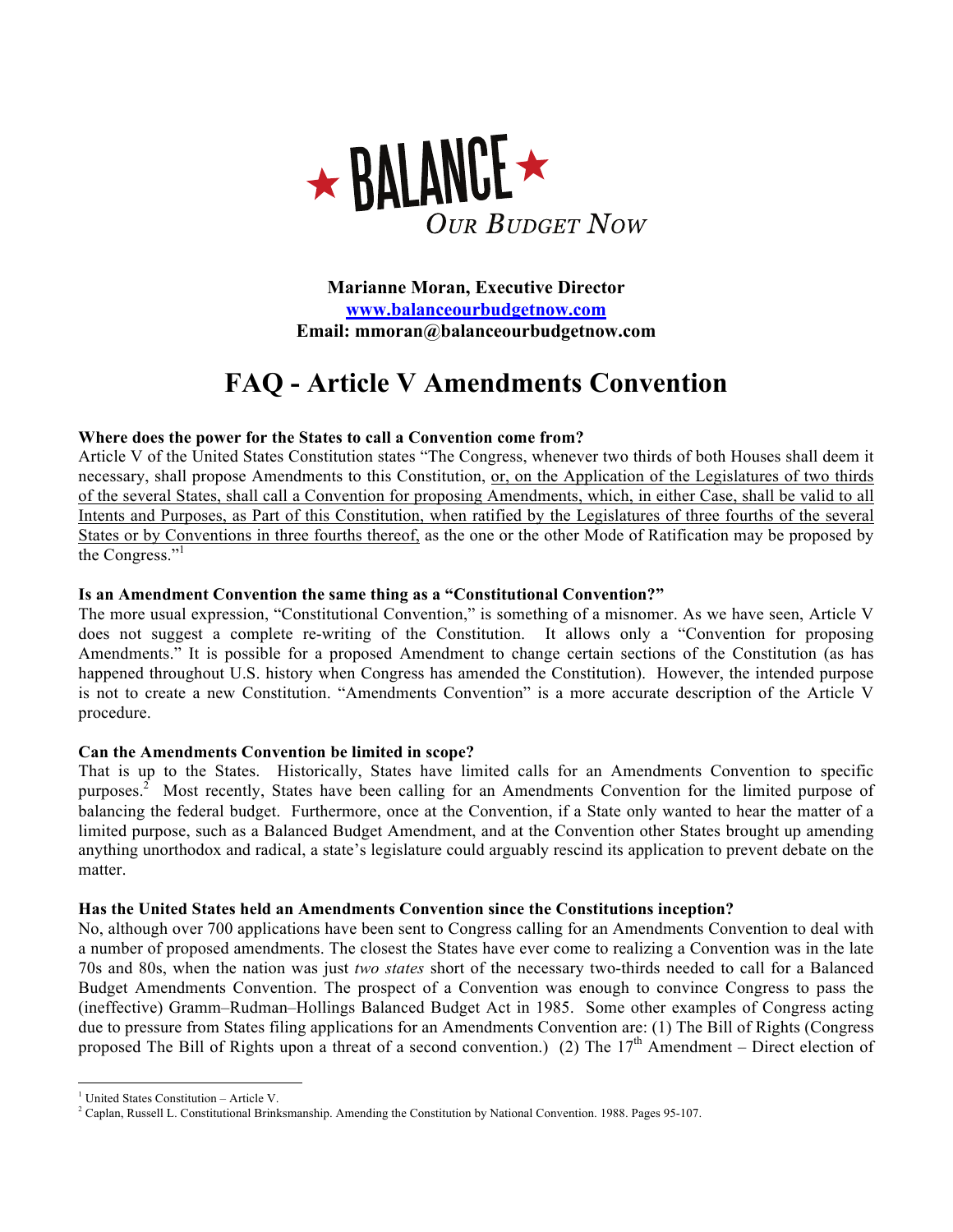★ BALANCE ★

*OUR BUDGET NOW*

**Marianne Moran, Executive Director**
**www.balanceourbudgetnow.com**
**Email: mmoran@balanceourbudgetnow.com**

# FAQ - Article V Amendments Convention

**Where does the power for the States to call a Convention come from?**
Article V of the United States Constitution states "The Congress, whenever two thirds of both Houses shall deem it necessary, shall propose Amendments to this Constitution, or, on the Application of the Legislatures of two thirds of the several States, shall call a Convention for proposing Amendments, which, in either Case, shall be valid to all Intents and Purposes, as Part of this Constitution, when ratified by the Legislatures of three fourths of the several States or by Conventions in three fourths thereof, as the one or the other Mode of Ratification may be proposed by the Congress."[1]

**Is an Amendment Convention the same thing as a "Constitutional Convention?"**
The more usual expression, "Constitutional Convention," is something of a misnomer. As we have seen, Article V does not suggest a complete re-writing of the Constitution. It allows only a "Convention for proposing Amendments." It is possible for a proposed Amendment to change certain sections of the Constitution (as has happened throughout U.S. history when Congress has amended the Constitution). However, the intended purpose is not to create a new Constitution. "Amendments Convention" is a more accurate description of the Article V procedure.

**Can the Amendments Convention be limited in scope?**
That is up to the States. Historically, States have limited calls for an Amendments Convention to specific purposes.[2] Most recently, States have been calling for an Amendments Convention for the limited purpose of balancing the federal budget. Furthermore, once at the Convention, if a State only wanted to hear the matter of a limited purpose, such as a Balanced Budget Amendment, and at the Convention other States brought up amending anything unorthodox and radical, a state's legislature could arguably rescind its application to prevent debate on the matter.

**Has the United States held an Amendments Convention since the Constitutions inception?**
No, although over 700 applications have been sent to Congress calling for an Amendments Convention to deal with a number of proposed amendments. The closest the States have ever come to realizing a Convention was in the late 70s and 80s, when the nation was just *two states* short of the necessary two-thirds needed to call for a Balanced Budget Amendments Convention. The prospect of a Convention was enough to convince Congress to pass the (ineffective) Gramm–Rudman–Hollings Balanced Budget Act in 1985. Some other examples of Congress acting due to pressure from States filing applications for an Amendments Convention are: (1) The Bill of Rights (Congress proposed The Bill of Rights upon a threat of a second convention.) (2) The 17th Amendment – Direct election of

---

[1] United States Constitution – Article V.
[2] Caplan, Russell L. Constitutional Brinksmanship. Amending the Constitution by National Convention. 1988. Pages 95-107.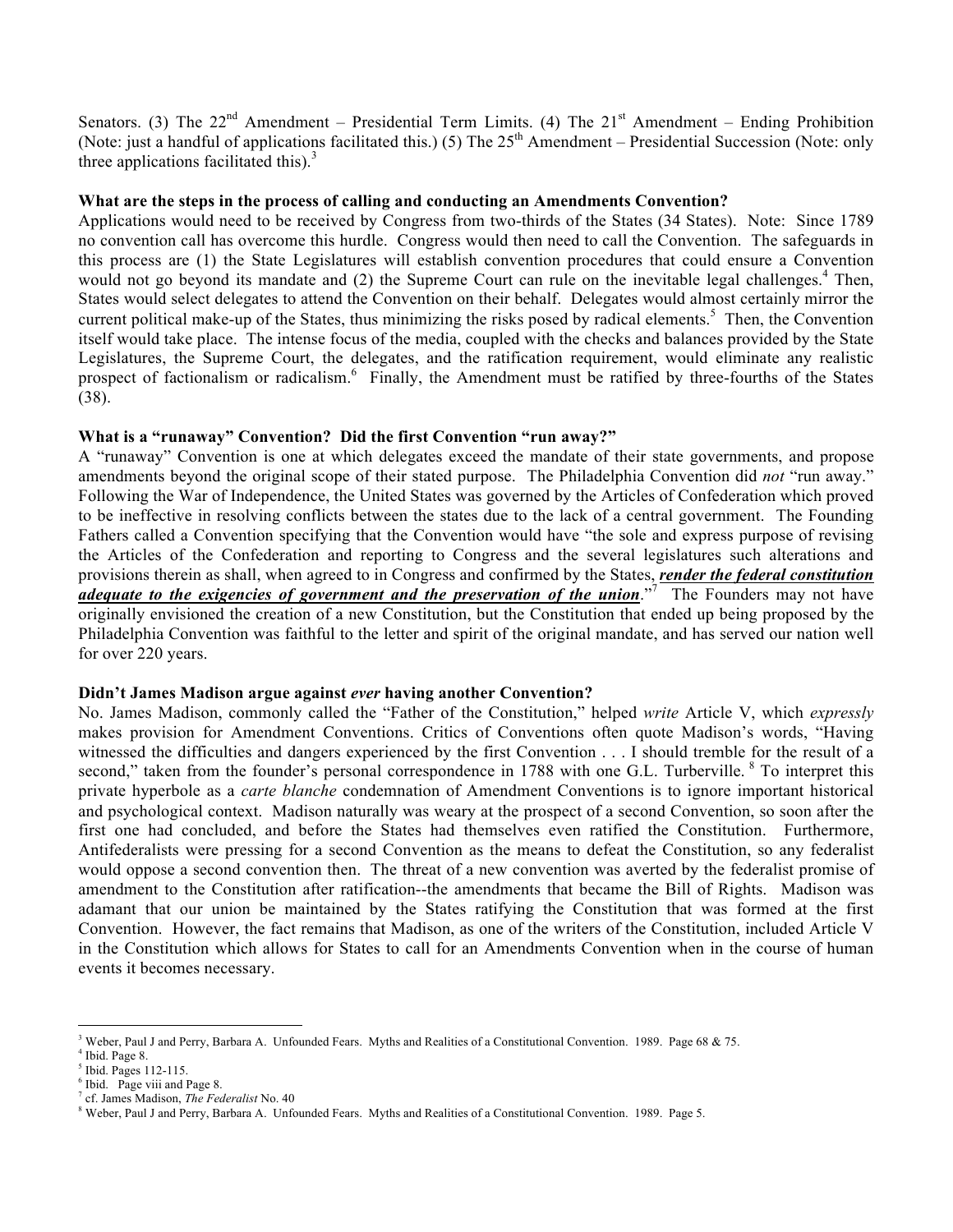Senators. (3) The 22nd Amendment – Presidential Term Limits. (4) The 21st Amendment – Ending Prohibition (Note: just a handful of applications facilitated this.) (5) The 25th Amendment – Presidential Succession (Note: only three applications facilitated this).[3]

**What are the steps in the process of calling and conducting an Amendments Convention?**

Applications would need to be received by Congress from two-thirds of the States (34 States). Note: Since 1789 no convention call has overcome this hurdle. Congress would then need to call the Convention. The safeguards in this process are (1) the State Legislatures will establish convention procedures that could ensure a Convention would not go beyond its mandate and (2) the Supreme Court can rule on the inevitable legal challenges.[4] Then, States would select delegates to attend the Convention on their behalf. Delegates would almost certainly mirror the current political make-up of the States, thus minimizing the risks posed by radical elements.[5] Then, the Convention itself would take place. The intense focus of the media, coupled with the checks and balances provided by the State Legislatures, the Supreme Court, the delegates, and the ratification requirement, would eliminate any realistic prospect of factionalism or radicalism.[6] Finally, the Amendment must be ratified by three-fourths of the States (38).

**What is a "runaway" Convention? Did the first Convention "run away?"**

A "runaway" Convention is one at which delegates exceed the mandate of their state governments, and propose amendments beyond the original scope of their stated purpose. The Philadelphia Convention did *not* "run away." Following the War of Independence, the United States was governed by the Articles of Confederation which proved to be ineffective in resolving conflicts between the states due to the lack of a central government. The Founding Fathers called a Convention specifying that the Convention would have "the sole and express purpose of revising the Articles of the Confederation and reporting to Congress and the several legislatures such alterations and provisions therein as shall, when agreed to in Congress and confirmed by the States, ***render the federal constitution adequate to the exigencies of government and the preservation of the union***."[7] The Founders may not have originally envisioned the creation of a new Constitution, but the Constitution that ended up being proposed by the Philadelphia Convention was faithful to the letter and spirit of the original mandate, and has served our nation well for over 220 years.

**Didn't James Madison argue against *ever* having another Convention?**

No. James Madison, commonly called the "Father of the Constitution," helped *write* Article V, which *expressly* makes provision for Amendment Conventions. Critics of Conventions often quote Madison's words, "Having witnessed the difficulties and dangers experienced by the first Convention . . . I should tremble for the result of a second," taken from the founder's personal correspondence in 1788 with one G.L. Turberville.[8] To interpret this private hyperbole as a *carte blanche* condemnation of Amendment Conventions is to ignore important historical and psychological context. Madison naturally was weary at the prospect of a second Convention, so soon after the first one had concluded, and before the States had themselves even ratified the Constitution. Furthermore, Antifederalists were pressing for a second Convention as the means to defeat the Constitution, so any federalist would oppose a second convention then. The threat of a new convention was averted by the federalist promise of amendment to the Constitution after ratification--the amendments that became the Bill of Rights. Madison was adamant that our union be maintained by the States ratifying the Constitution that was formed at the first Convention. However, the fact remains that Madison, as one of the writers of the Constitution, included Article V in the Constitution which allows for States to call for an Amendments Convention when in the course of human events it becomes necessary.

---

[3] Weber, Paul J and Perry, Barbara A. Unfounded Fears. Myths and Realities of a Constitutional Convention. 1989. Page 68 & 75.
[4] Ibid. Page 8.
[5] Ibid. Pages 112-115.
[6] Ibid. Page viii and Page 8.
[7] cf. James Madison, *The Federalist* No. 40
[8] Weber, Paul J and Perry, Barbara A. Unfounded Fears. Myths and Realities of a Constitutional Convention. 1989. Page 5.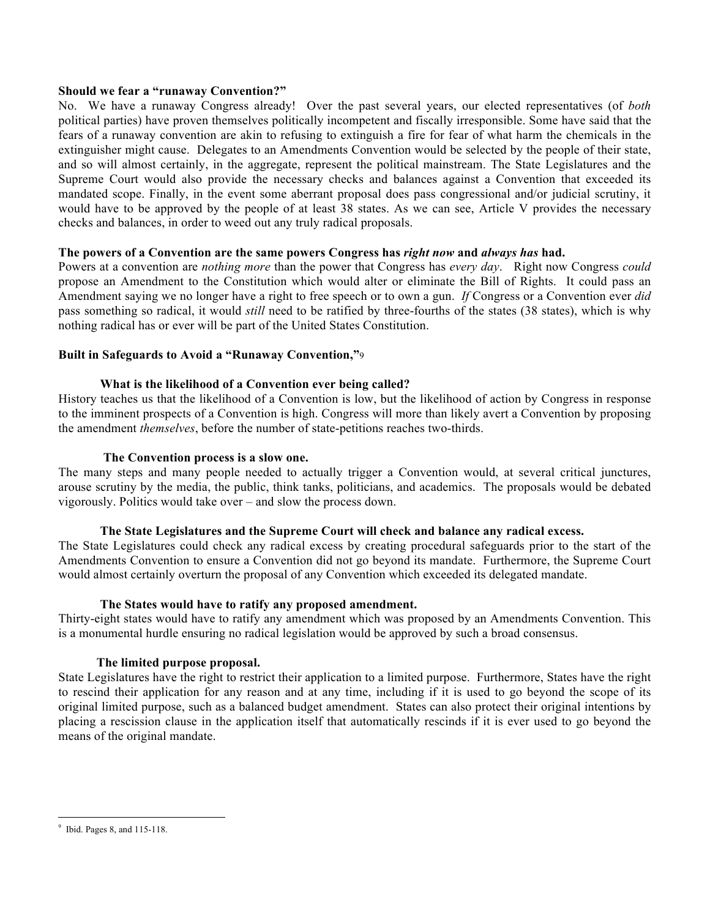**Should we fear a "runaway Convention?"**

No. We have a runaway Congress already! Over the past several years, our elected representatives (of *both* political parties) have proven themselves politically incompetent and fiscally irresponsible. Some have said that the fears of a runaway convention are akin to refusing to extinguish a fire for fear of what harm the chemicals in the extinguisher might cause. Delegates to an Amendments Convention would be selected by the people of their state, and so will almost certainly, in the aggregate, represent the political mainstream. The State Legislatures and the Supreme Court would also provide the necessary checks and balances against a Convention that exceeded its mandated scope. Finally, in the event some aberrant proposal does pass congressional and/or judicial scrutiny, it would have to be approved by the people of at least 38 states. As we can see, Article V provides the necessary checks and balances, in order to weed out any truly radical proposals.

**The powers of a Convention are the same powers Congress has *right now* and *always has* had.**

Powers at a convention are *nothing more* than the power that Congress has *every day*. Right now Congress *could* propose an Amendment to the Constitution which would alter or eliminate the Bill of Rights. It could pass an Amendment saying we no longer have a right to free speech or to own a gun. *If* Congress or a Convention ever *did* pass something so radical, it would *still* need to be ratified by three-fourths of the states (38 states), which is why nothing radical has or ever will be part of the United States Constitution.

**Built in Safeguards to Avoid a "Runaway Convention,"**[9]

**What is the likelihood of a Convention ever being called?**

History teaches us that the likelihood of a Convention is low, but the likelihood of action by Congress in response to the imminent prospects of a Convention is high. Congress will more than likely avert a Convention by proposing the amendment *themselves*, before the number of state-petitions reaches two-thirds.

**The Convention process is a slow one.**

The many steps and many people needed to actually trigger a Convention would, at several critical junctures, arouse scrutiny by the media, the public, think tanks, politicians, and academics. The proposals would be debated vigorously. Politics would take over – and slow the process down.

**The State Legislatures and the Supreme Court will check and balance any radical excess.**

The State Legislatures could check any radical excess by creating procedural safeguards prior to the start of the Amendments Convention to ensure a Convention did not go beyond its mandate. Furthermore, the Supreme Court would almost certainly overturn the proposal of any Convention which exceeded its delegated mandate.

**The States would have to ratify any proposed amendment.**

Thirty-eight states would have to ratify any amendment which was proposed by an Amendments Convention. This is a monumental hurdle ensuring no radical legislation would be approved by such a broad consensus.

**The limited purpose proposal.**

State Legislatures have the right to restrict their application to a limited purpose. Furthermore, States have the right to rescind their application for any reason and at any time, including if it is used to go beyond the scope of its original limited purpose, such as a balanced budget amendment. States can also protect their original intentions by placing a rescission clause in the application itself that automatically rescinds if it is ever used to go beyond the means of the original mandate.

---

[9] Ibid. Pages 8, and 115-118.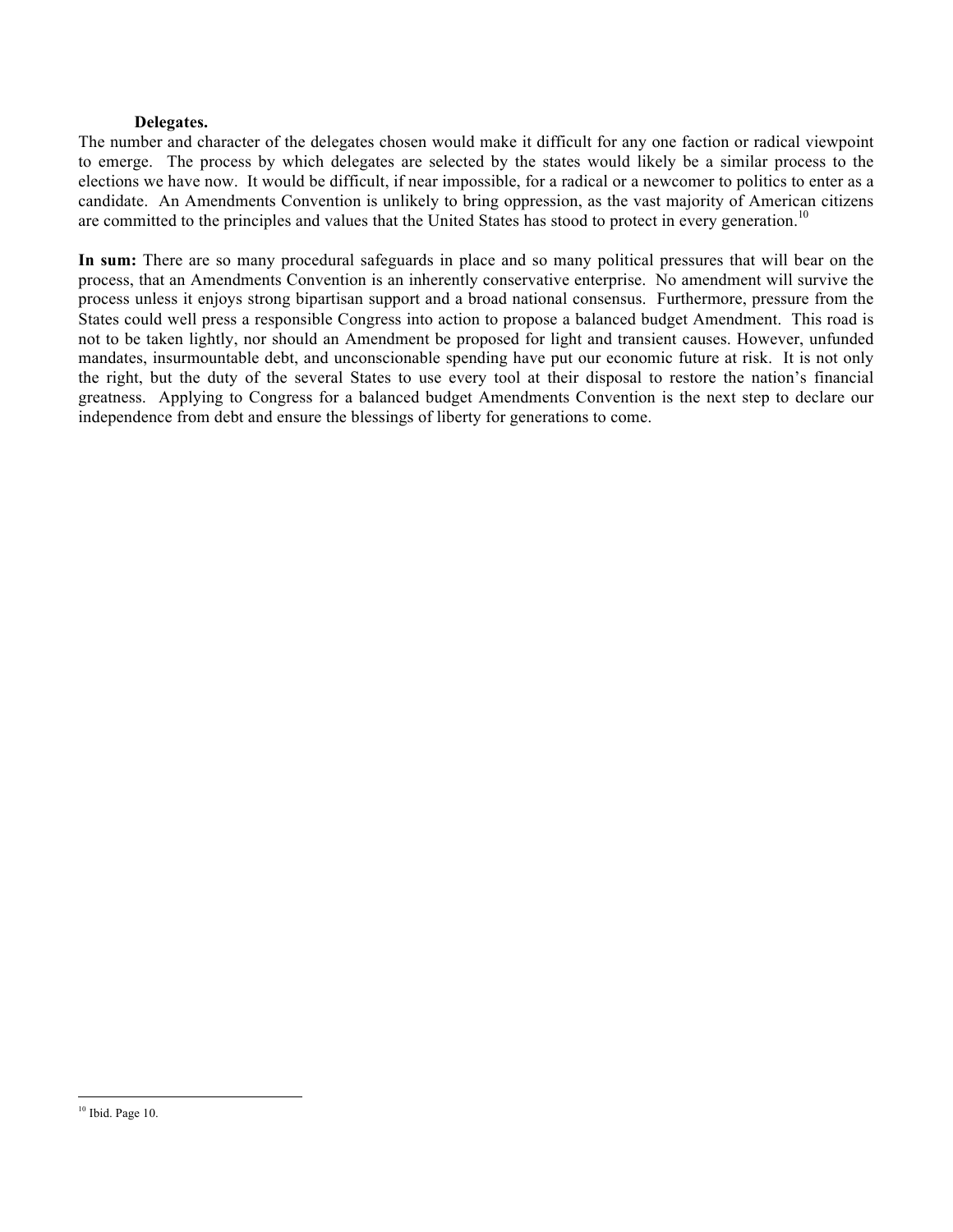**Delegates.**

The number and character of the delegates chosen would make it difficult for any one faction or radical viewpoint to emerge. The process by which delegates are selected by the states would likely be a similar process to the elections we have now. It would be difficult, if near impossible, for a radical or a newcomer to politics to enter as a candidate. An Amendments Convention is unlikely to bring oppression, as the vast majority of American citizens are committed to the principles and values that the United States has stood to protect in every generation.[10]

**In sum:** There are so many procedural safeguards in place and so many political pressures that will bear on the process, that an Amendments Convention is an inherently conservative enterprise. No amendment will survive the process unless it enjoys strong bipartisan support and a broad national consensus. Furthermore, pressure from the States could well press a responsible Congress into action to propose a balanced budget Amendment. This road is not to be taken lightly, nor should an Amendment be proposed for light and transient causes. However, unfunded mandates, insurmountable debt, and unconscionable spending have put our economic future at risk. It is not only the right, but the duty of the several States to use every tool at their disposal to restore the nation's financial greatness. Applying to Congress for a balanced budget Amendments Convention is the next step to declare our independence from debt and ensure the blessings of liberty for generations to come.

---

[10] Ibid. Page 10.